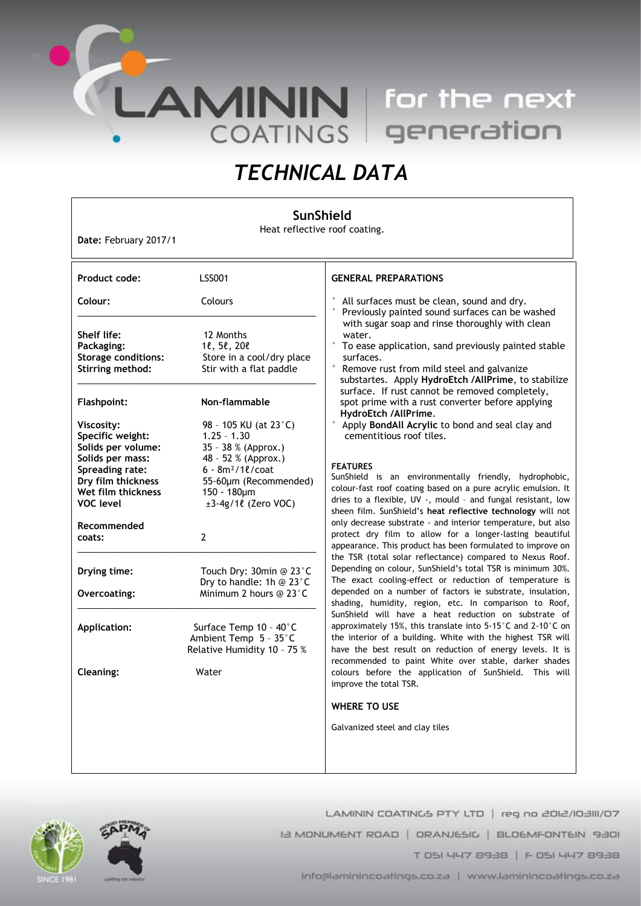# TECHNICAL DATA

## SunShield

Heat reflective roof coating.

**Date:** February 2017/1

| | |
|---|---|
| **Product code:** | LSS001 |
| **Colour:** | Colours |
| **Shelf life:** | 12 Months |
| **Packaging:** | 1ℓ, 5ℓ, 20ℓ |
| **Storage conditions:** | Store in a cool/dry place |
| **Stirring method:** | Stir with a flat paddle |
| **Flashpoint:** | **Non-flammable** |
| **Viscosity:** | 98 – 105 KU (at 23°C) |
| **Specific weight:** | 1.25 – 1.30 |
| **Solids per volume:** | 35 – 38 % (Approx.) |
| **Solids per mass:** | 48 – 52 % (Approx.) |
| **Spreading rate:** | 6 - 8m²/1ℓ/coat |
| **Dry film thickness** | 55-60µm (Recommended) |
| **Wet film thickness** | 150 - 180µm |
| **VOC level** | ±3-4g/1ℓ (Zero VOC) |
| **Recommended coats:** | 2 |
| **Drying time:** | Touch Dry: 30min @ 23°C<br>Dry to handle: 1h @ 23°C |
| **Overcoating:** | Minimum 2 hours @ 23°C |
| **Application:** | Surface Temp 10 – 40°C<br>Ambient Temp 5 – 35°C<br>Relative Humidity 10 – 75 % |
| **Cleaning:** | Water |

### GENERAL PREPARATIONS

- All surfaces must be clean, sound and dry.
- Previously painted sound surfaces can be washed with sugar soap and rinse thoroughly with clean water.
- To ease application, sand previously painted stable surfaces.
- Remove rust from mild steel and galvanize substartes. Apply **HydroEtch /AllPrime**, to stabilize surface. If rust cannot be removed completely, spot prime with a rust converter before applying **HydroEtch /AllPrime**.
- Apply **BondAll Acrylic** to bond and seal clay and cementitious roof tiles.

### FEATURES

SunShield is an environmentally friendly, hydrophobic, colour-fast roof coating based on a pure acrylic emulsion. It dries to a flexible, UV -, mould – and fungal resistant, low sheen film. SunShield's **heat reflective technology** will not only decrease substrate - and interior temperature, but also protect dry film to allow for a longer-lasting beautiful appearance. This product has been formulated to improve on the TSR (total solar reflectance) compared to Nexus Roof. Depending on colour, SunShield's total TSR is minimum 30%. The exact cooling-effect or reduction of temperature is depended on a number of factors ie substrate, insulation, shading, humidity, region, etc. In comparison to Roof, SunShield will have a heat reduction on substrate of approximately 15%, this translate into 5-15°C and 2-10°C on the interior of a building. White with the highest TSR will have the best result on reduction of energy levels. It is recommended to paint White over stable, darker shades colours before the application of SunShield. This will improve the total TSR.

### WHERE TO USE

Galvanized steel and clay tiles

LAMININ COATINGS PTY LTD | reg no 2012/103111/07
13 MONUMENT ROAD | ORANJESIG | BLOEMFONTEIN 9301
T 051 447 8938 | F 051 447 8938
info@laminincoatings.co.za | www.laminincoatings.co.za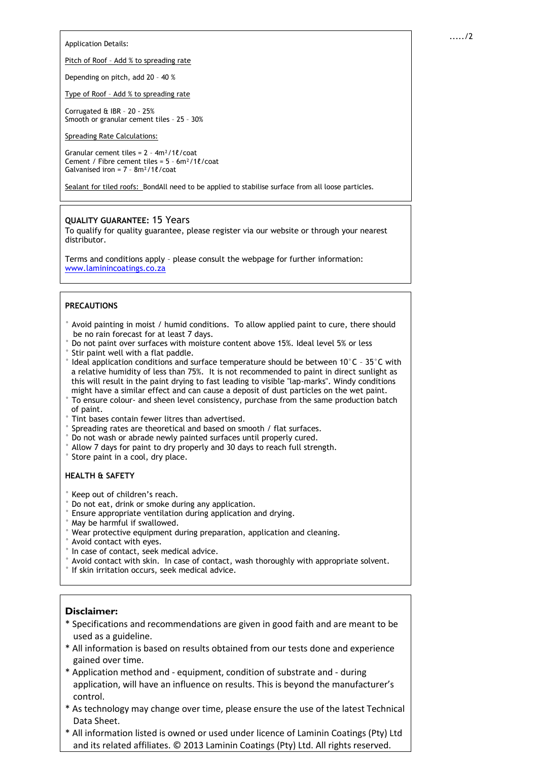Application Details:

Pitch of Roof – Add % to spreading rate

Depending on pitch, add 20 – 40 %

Type of Roof – Add % to spreading rate

Corrugated & IBR – 20 - 25%
Smooth or granular cement tiles – 25 – 30%

Spreading Rate Calculations:

Granular cement tiles = 2 – 4m²/1ℓ/coat
Cement / Fibre cement tiles = 5 – 6m²/1ℓ/coat
Galvanised iron = 7 – 8m²/1ℓ/coat

Sealant for tiled roofs: BondAll need to be applied to stabilise surface from all loose particles.

**QUALITY GUARANTEE:** 15 Years
To qualify for quality guarantee, please register via our website or through your nearest distributor.

Terms and conditions apply – please consult the webpage for further information: www.laminincoatings.co.za

**PRECAUTIONS**

° Avoid painting in moist / humid conditions. To allow applied paint to cure, there should be no rain forecast for at least 7 days.
° Do not paint over surfaces with moisture content above 15%. Ideal level 5% or less
° Stir paint well with a flat paddle.
° Ideal application conditions and surface temperature should be between 10°C – 35°C with a relative humidity of less than 75%. It is not recommended to paint in direct sunlight as this will result in the paint drying to fast leading to visible "lap-marks". Windy conditions might have a similar effect and can cause a deposit of dust particles on the wet paint.
° To ensure colour- and sheen level consistency, purchase from the same production batch of paint.
° Tint bases contain fewer litres than advertised.
° Spreading rates are theoretical and based on smooth / flat surfaces.
° Do not wash or abrade newly painted surfaces until properly cured.
° Allow 7 days for paint to dry properly and 30 days to reach full strength.
° Store paint in a cool, dry place.

**HEALTH & SAFETY**

° Keep out of children's reach.
° Do not eat, drink or smoke during any application.
° Ensure appropriate ventilation during application and drying.
° May be harmful if swallowed.
° Wear protective equipment during preparation, application and cleaning.
° Avoid contact with eyes.
° In case of contact, seek medical advice.
° Avoid contact with skin. In case of contact, wash thoroughly with appropriate solvent.
° If skin irritation occurs, seek medical advice.

**Disclaimer:**

* Specifications and recommendations are given in good faith and are meant to be used as a guideline.
* All information is based on results obtained from our tests done and experience gained over time.
* Application method and - equipment, condition of substrate and - during application, will have an influence on results. This is beyond the manufacturer's control.
* As technology may change over time, please ensure the use of the latest Technical Data Sheet.
* All information listed is owned or used under licence of Laminin Coatings (Pty) Ltd and its related affiliates. © 2013 Laminin Coatings (Pty) Ltd. All rights reserved.